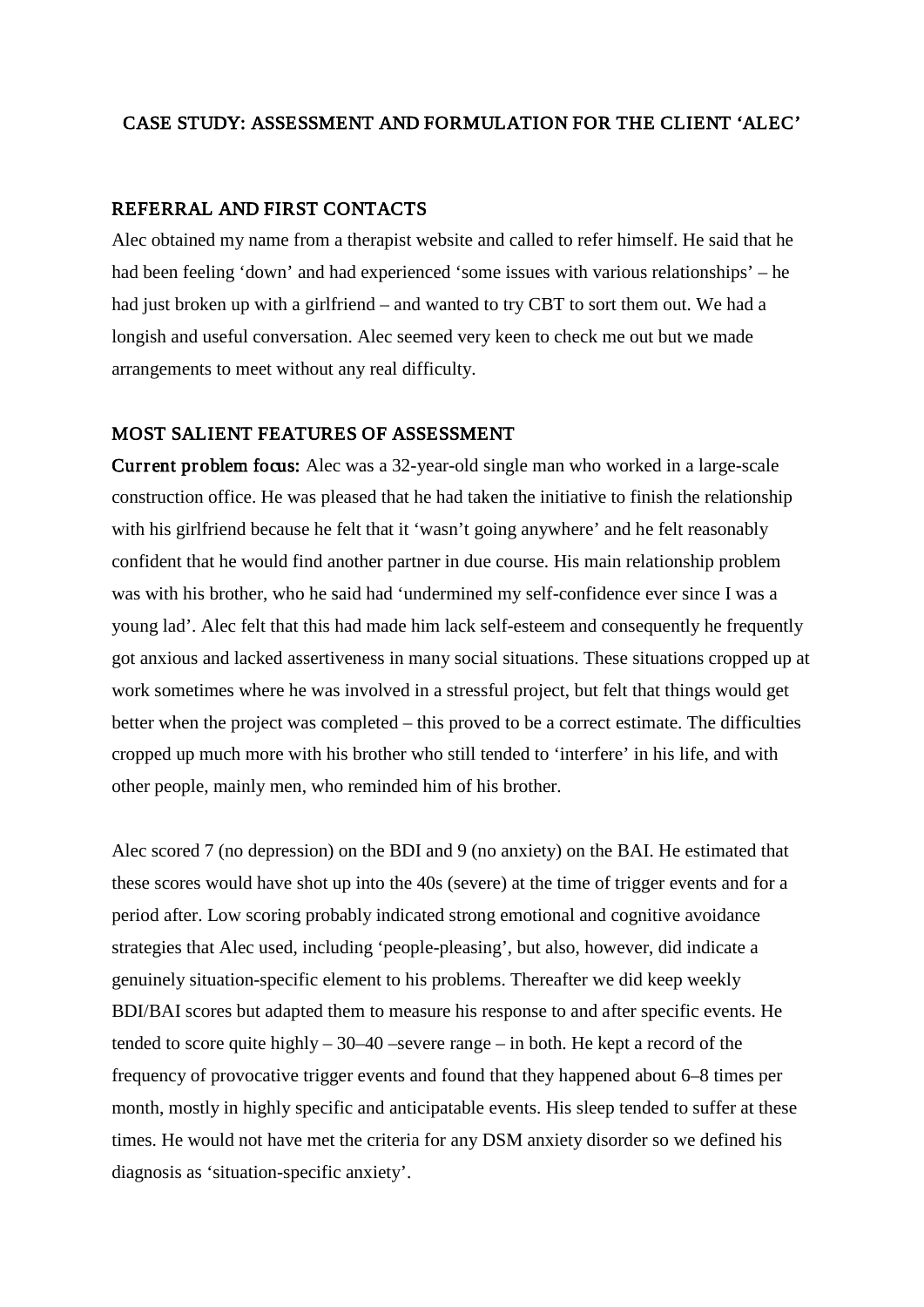# CASE STUDY: ASSESSMENT AND FORMULATION FOR THE CLIENT 'ALEC'

## REFERRAL AND FIRST CONTACTS

Alec obtained my name from a therapist website and called to refer himself. He said that he had been feeling 'down' and had experienced 'some issues with various relationships' – he had just broken up with a girlfriend – and wanted to try CBT to sort them out. We had a longish and useful conversation. Alec seemed very keen to check me out but we made arrangements to meet without any real difficulty.

## MOST SALIENT FEATURES OF ASSESSMENT

**Current problem focus:** Alec was a 32-year-old single man who worked in a large-scale construction office. He was pleased that he had taken the initiative to finish the relationship with his girlfriend because he felt that it 'wasn't going anywhere' and he felt reasonably confident that he would find another partner in due course. His main relationship problem was with his brother, who he said had 'undermined my self-confidence ever since I was a young lad'. Alec felt that this had made him lack self-esteem and consequently he frequently got anxious and lacked assertiveness in many social situations. These situations cropped up at work sometimes where he was involved in a stressful project, but felt that things would get better when the project was completed – this proved to be a correct estimate. The difficulties cropped up much more with his brother who still tended to 'interfere' in his life, and with other people, mainly men, who reminded him of his brother.

Alec scored 7 (no depression) on the BDI and 9 (no anxiety) on the BAI. He estimated that these scores would have shot up into the 40s (severe) at the time of trigger events and for a period after. Low scoring probably indicated strong emotional and cognitive avoidance strategies that Alec used, including 'people-pleasing', but also, however, did indicate a genuinely situation-specific element to his problems. Thereafter we did keep weekly BDI/BAI scores but adapted them to measure his response to and after specific events. He tended to score quite highly – 30–40 –severe range – in both. He kept a record of the frequency of provocative trigger events and found that they happened about 6–8 times per month, mostly in highly specific and anticipatable events. His sleep tended to suffer at these times. He would not have met the criteria for any DSM anxiety disorder so we defined his diagnosis as 'situation-specific anxiety'.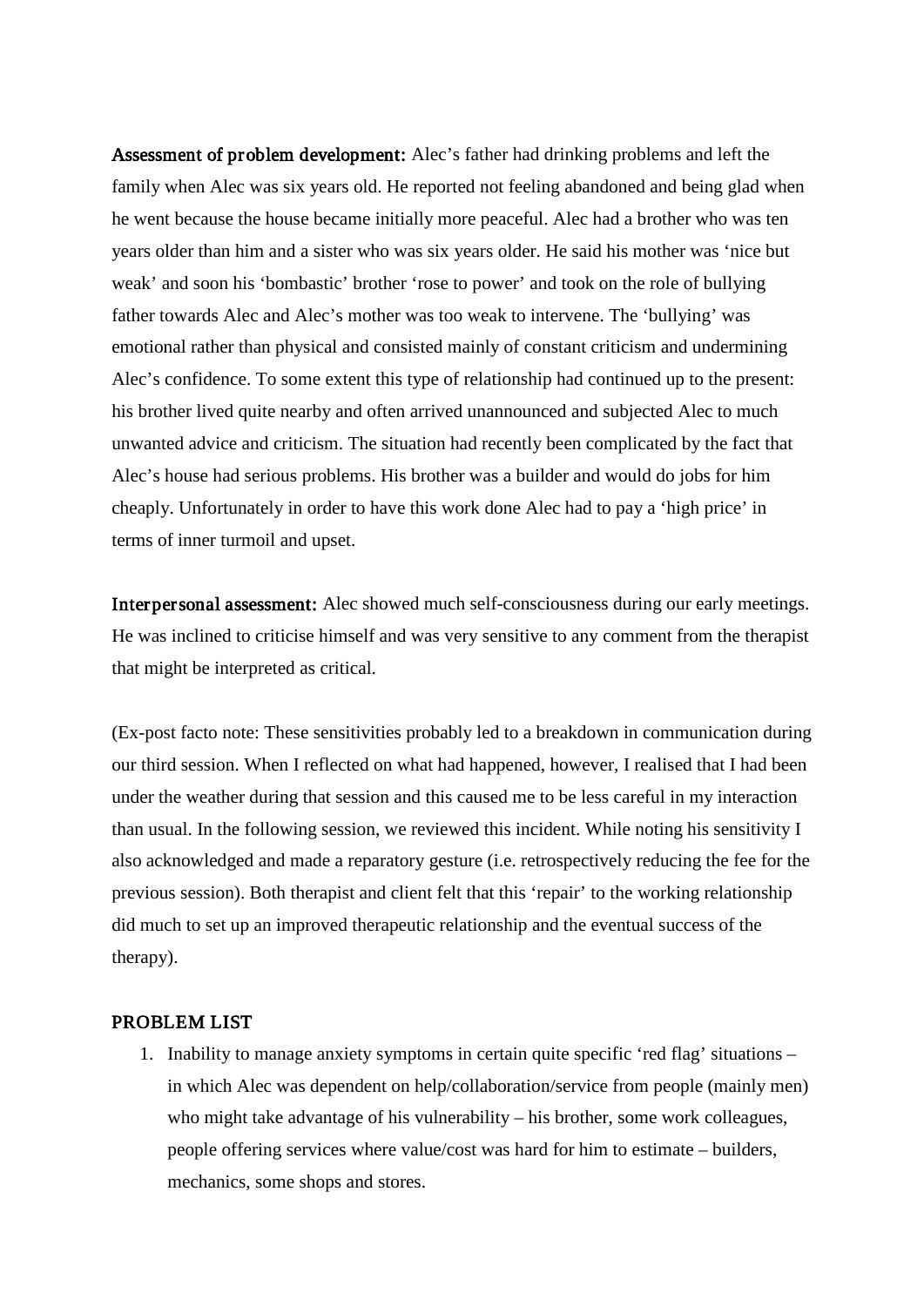**Assessment of problem development:** Alec's father had drinking problems and left the family when Alec was six years old. He reported not feeling abandoned and being glad when he went because the house became initially more peaceful. Alec had a brother who was ten years older than him and a sister who was six years older. He said his mother was 'nice but weak' and soon his 'bombastic' brother 'rose to power' and took on the role of bullying father towards Alec and Alec's mother was too weak to intervene. The 'bullying' was emotional rather than physical and consisted mainly of constant criticism and undermining Alec's confidence. To some extent this type of relationship had continued up to the present: his brother lived quite nearby and often arrived unannounced and subjected Alec to much unwanted advice and criticism. The situation had recently been complicated by the fact that Alec's house had serious problems. His brother was a builder and would do jobs for him cheaply. Unfortunately in order to have this work done Alec had to pay a 'high price' in terms of inner turmoil and upset.

**Interpersonal assessment:** Alec showed much self-consciousness during our early meetings. He was inclined to criticise himself and was very sensitive to any comment from the therapist that might be interpreted as critical.

(Ex-post facto note: These sensitivities probably led to a breakdown in communication during our third session. When I reflected on what had happened, however, I realised that I had been under the weather during that session and this caused me to be less careful in my interaction than usual. In the following session, we reviewed this incident. While noting his sensitivity I also acknowledged and made a reparatory gesture (i.e. retrospectively reducing the fee for the previous session). Both therapist and client felt that this 'repair' to the working relationship did much to set up an improved therapeutic relationship and the eventual success of the therapy).

## PROBLEM LIST

1. Inability to manage anxiety symptoms in certain quite specific 'red flag' situations – in which Alec was dependent on help/collaboration/service from people (mainly men) who might take advantage of his vulnerability – his brother, some work colleagues, people offering services where value/cost was hard for him to estimate – builders, mechanics, some shops and stores.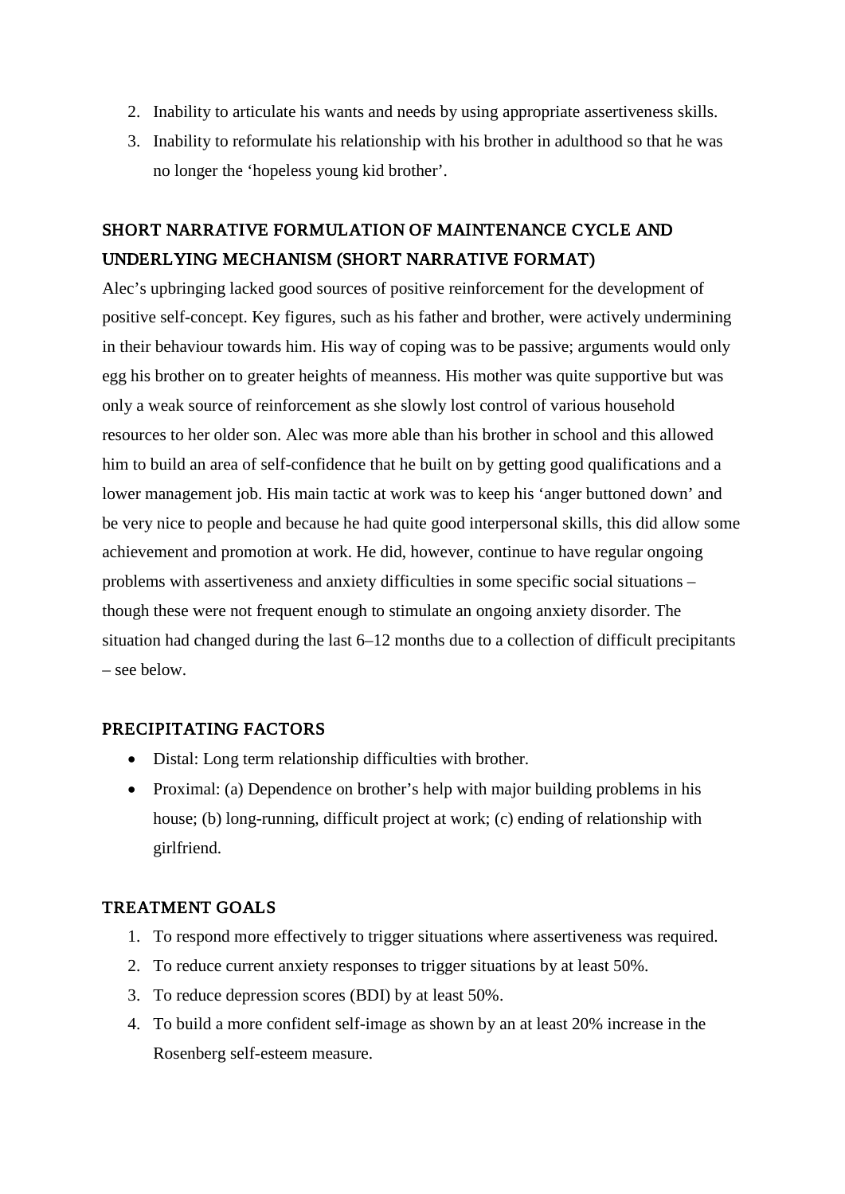2. Inability to articulate his wants and needs by using appropriate assertiveness skills.
3. Inability to reformulate his relationship with his brother in adulthood so that he was no longer the 'hopeless young kid brother'.

## SHORT NARRATIVE FORMULATION OF MAINTENANCE CYCLE AND UNDERLYING MECHANISM (SHORT NARRATIVE FORMAT)

Alec's upbringing lacked good sources of positive reinforcement for the development of positive self-concept. Key figures, such as his father and brother, were actively undermining in their behaviour towards him. His way of coping was to be passive; arguments would only egg his brother on to greater heights of meanness. His mother was quite supportive but was only a weak source of reinforcement as she slowly lost control of various household resources to her older son. Alec was more able than his brother in school and this allowed him to build an area of self-confidence that he built on by getting good qualifications and a lower management job. His main tactic at work was to keep his 'anger buttoned down' and be very nice to people and because he had quite good interpersonal skills, this did allow some achievement and promotion at work. He did, however, continue to have regular ongoing problems with assertiveness and anxiety difficulties in some specific social situations – though these were not frequent enough to stimulate an ongoing anxiety disorder. The situation had changed during the last 6–12 months due to a collection of difficult precipitants – see below.

## PRECIPITATING FACTORS

- Distal: Long term relationship difficulties with brother.
- Proximal: (a) Dependence on brother's help with major building problems in his house; (b) long-running, difficult project at work; (c) ending of relationship with girlfriend.

## TREATMENT GOALS

1. To respond more effectively to trigger situations where assertiveness was required.
2. To reduce current anxiety responses to trigger situations by at least 50%.
3. To reduce depression scores (BDI) by at least 50%.
4. To build a more confident self-image as shown by an at least 20% increase in the Rosenberg self-esteem measure.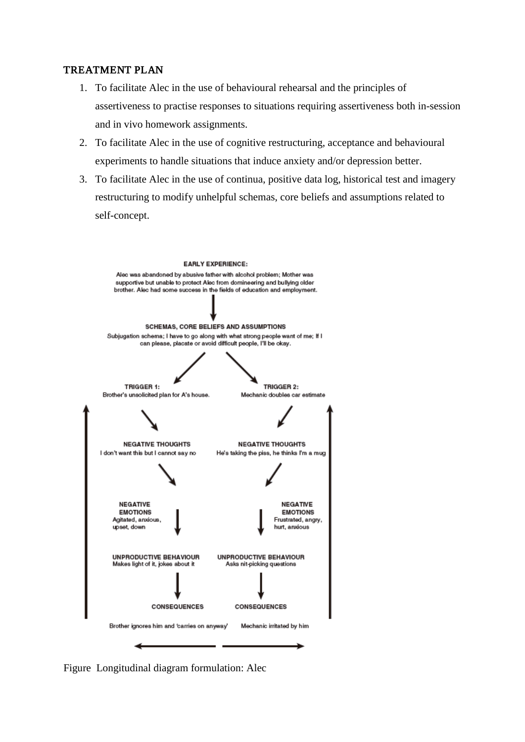## TREATMENT PLAN

1. To facilitate Alec in the use of behavioural rehearsal and the principles of assertiveness to practise responses to situations requiring assertiveness both in-session and in vivo homework assignments.
2. To facilitate Alec in the use of cognitive restructuring, acceptance and behavioural experiments to handle situations that induce anxiety and/or depression better.
3. To facilitate Alec in the use of continua, positive data log, historical test and imagery restructuring to modify unhelpful schemas, core beliefs and assumptions related to self-concept.

EARLY EXPERIENCE:

Alec was abandoned by abusive father with alcohol problem; Mother was supportive but unable to protect Alec from domineering and bullying older brother. Alec had some success in the fields of education and employment.

SCHEMAS, CORE BELIEFS AND ASSUMPTIONS

Subjugation schema; I have to go along with what strong people want of me; If I can please, placate or avoid difficult people, I'll be okay.

TRIGGER 1:

Brother's unsolicited plan for A's house.

TRIGGER 2:

Mechanic doubles car estimate

NEGATIVE THOUGHTS

I don't want this but I cannot say no

NEGATIVE THOUGHTS

He's taking the piss, he thinks I'm a mug

NEGATIVE EMOTIONS

Agitated, anxious, upset, down

NEGATIVE EMOTIONS

Frustrated, angry, hurt, anxious

UNPRODUCTIVE BEHAVIOUR

Makes light of it, jokes about it

UNPRODUCTIVE BEHAVIOUR

Asks nit-picking questions

CONSEQUENCES

Brother ignores him and 'carries on anyway'

CONSEQUENCES

Mechanic irritated by him

Figure Longitudinal diagram formulation: Alec